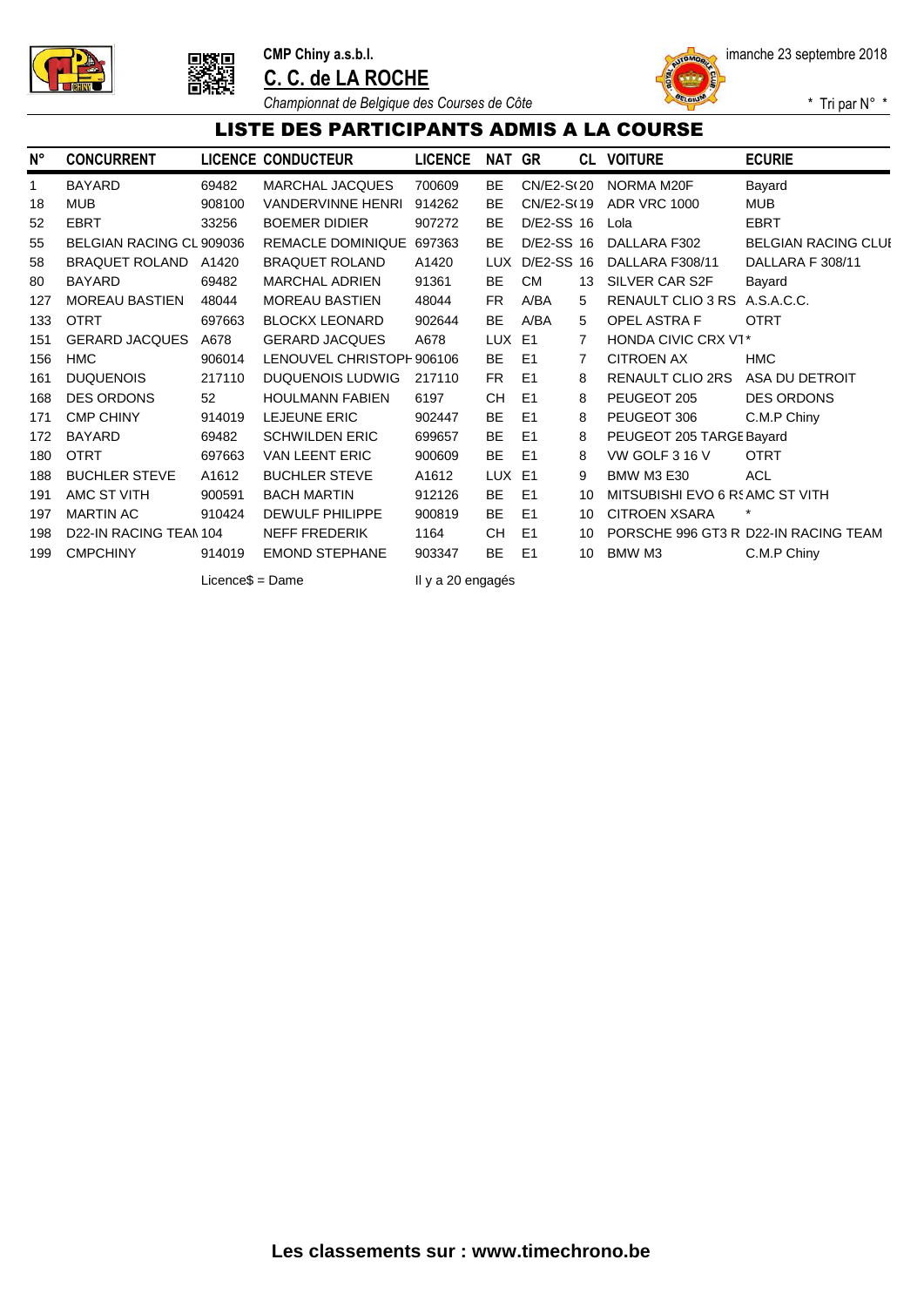**CMP Chiny a.s.b.l.**

**C. C. de LA ROCHE**

*Championnat de Belgique des Courses de Côte*

imanche 23 septembre 2018

\* Tri par N° \*

## LISTE DES PARTICIPANTS ADMIS A LA COURSE

| N° | CONCURRENT | LICENCE | CONDUCTEUR | LICENCE | NAT | GR | CL | VOITURE | ECURIE |
|---|---|---|---|---|---|---|---|---|---|
| 1 | BAYARD | 69482 | MARCHAL JACQUES | 700609 | BE | CN/E2-S( | 20 | NORMA M20F | Bayard |
| 18 | MUB | 908100 | VANDERVINNE HENRI | 914262 | BE | CN/E2-S( | 19 | ADR VRC 1000 | MUB |
| 52 | EBRT | 33256 | BOEMER DIDIER | 907272 | BE | D/E2-SS | 16 | Lola | EBRT |
| 55 | BELGIAN RACING CL | 909036 | REMACLE DOMINIQUE | 697363 | BE | D/E2-SS | 16 | DALLARA F302 | BELGIAN RACING CLUI |
| 58 | BRAQUET ROLAND | A1420 | BRAQUET ROLAND | A1420 | LUX | D/E2-SS | 16 | DALLARA F308/11 | DALLARA F 308/11 |
| 80 | BAYARD | 69482 | MARCHAL ADRIEN | 91361 | BE | CM | 13 | SILVER CAR S2F | Bayard |
| 127 | MOREAU BASTIEN | 48044 | MOREAU BASTIEN | 48044 | FR | A/BA | 5 | RENAULT CLIO 3 RS | A.S.A.C.C. |
| 133 | OTRT | 697663 | BLOCKX LEONARD | 902644 | BE | A/BA | 5 | OPEL ASTRA F | OTRT |
| 151 | GERARD JACQUES | A678 | GERARD JACQUES | A678 | LUX | E1 | 7 | HONDA CIVIC CRX VT | * |
| 156 | HMC | 906014 | LENOUVEL CHRISTOPH | 906106 | BE | E1 | 7 | CITROEN AX | HMC |
| 161 | DUQUENOIS | 217110 | DUQUENOIS LUDWIG | 217110 | FR | E1 | 8 | RENAULT CLIO 2RS | ASA DU DETROIT |
| 168 | DES ORDONS | 52 | HOULMANN FABIEN | 6197 | CH | E1 | 8 | PEUGEOT 205 | DES ORDONS |
| 171 | CMP CHINY | 914019 | LEJEUNE ERIC | 902447 | BE | E1 | 8 | PEUGEOT 306 | C.M.P Chiny |
| 172 | BAYARD | 69482 | SCHWILDEN ERIC | 699657 | BE | E1 | 8 | PEUGEOT 205 TARGE | Bayard |
| 180 | OTRT | 697663 | VAN LEENT ERIC | 900609 | BE | E1 | 8 | VW GOLF 3 16 V | OTRT |
| 188 | BUCHLER STEVE | A1612 | BUCHLER STEVE | A1612 | LUX | E1 | 9 | BMW M3 E30 | ACL |
| 191 | AMC ST VITH | 900591 | BACH MARTIN | 912126 | BE | E1 | 10 | MITSUBISHI EVO 6 R | AMC ST VITH |
| 197 | MARTIN AC | 910424 | DEWULF PHILIPPE | 900819 | BE | E1 | 10 | CITROEN XSARA | * |
| 198 | D22-IN RACING TEAM | 104 | NEFF FREDERIK | 1164 | CH | E1 | 10 | PORSCHE 996 GT3 R | D22-IN RACING TEAM |
| 199 | CMPCHINY | 914019 | EMOND STEPHANE | 903347 | BE | E1 | 10 | BMW M3 | C.M.P Chiny |

Licence$ = Dame

Il y a 20 engagés

**Les classements sur : www.timechrono.be**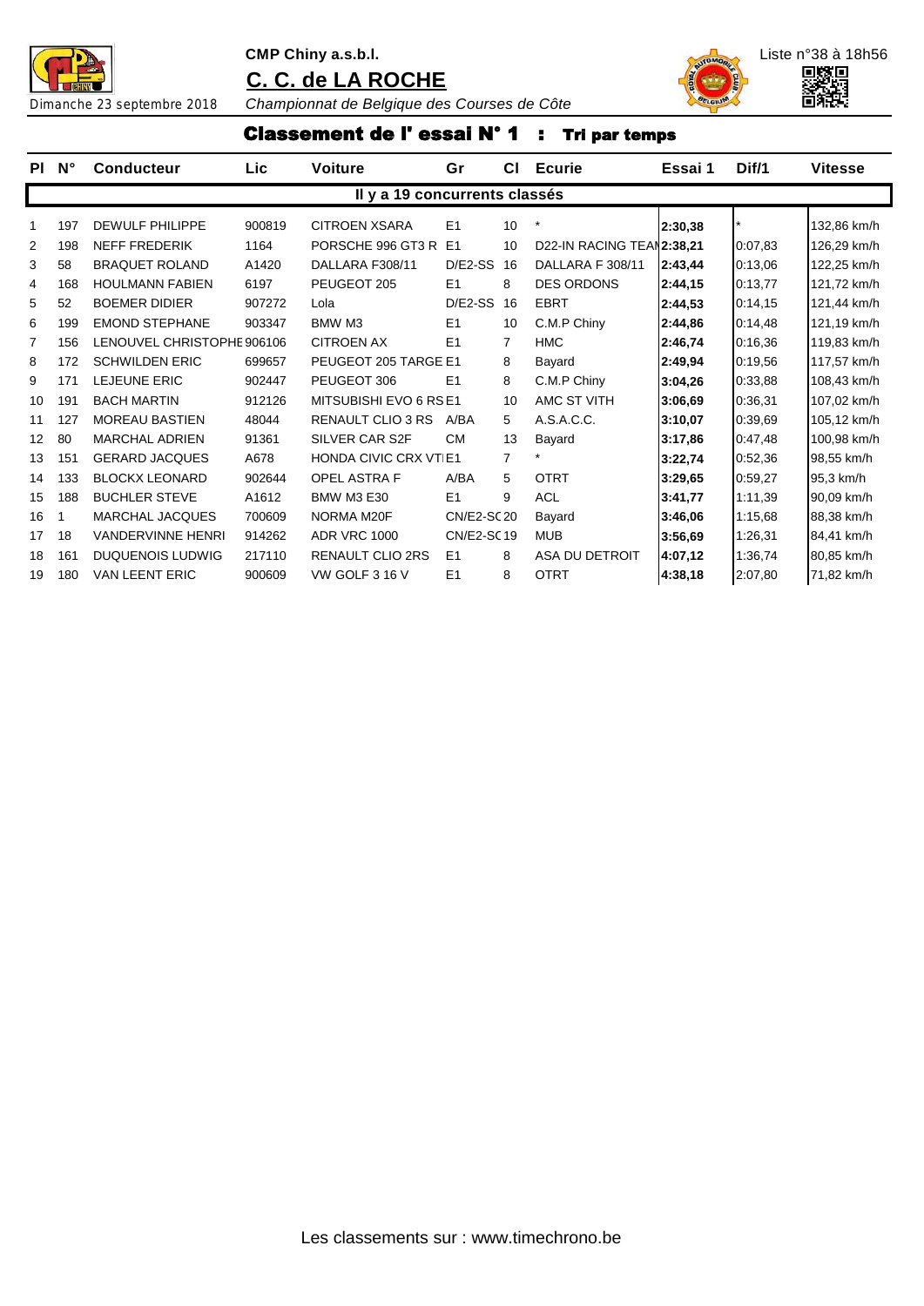CMP Chiny a.s.b.l.

Liste n°38 à 18h56

## C. C. de LA ROCHE

Dimanche 23 septembre 2018 *Championnat de Belgique des Courses de Côte*

## Classement de l' essai N° 1 : Tri par temps

| Pl | N° | Conducteur | Lic | Voiture | Gr | Cl | Ecurie | Essai 1 | Dif/1 | Vitesse |
|---|---|---|---|---|---|---|---|---|---|---|
| | | | | **Il y a 19 concurrents classés** | | | | | | |
| 1 | 197 | DEWULF PHILIPPE | 900819 | CITROEN XSARA | E1 | 10 | * | **2:30,38** | * | 132,86 km/h |
| 2 | 198 | NEFF FREDERIK | 1164 | PORSCHE 996 GT3 R | E1 | 10 | D22-IN RACING TEAM | **2:38,21** | 0:07,83 | 126,29 km/h |
| 3 | 58 | BRAQUET ROLAND | A1420 | DALLARA F308/11 | D/E2-SS | 16 | DALLARA F 308/11 | **2:43,44** | 0:13,06 | 122,25 km/h |
| 4 | 168 | HOULMANN FABIEN | 6197 | PEUGEOT 205 | E1 | 8 | DES ORDONS | **2:44,15** | 0:13,77 | 121,72 km/h |
| 5 | 52 | BOEMER DIDIER | 907272 | Lola | D/E2-SS | 16 | EBRT | **2:44,53** | 0:14,15 | 121,44 km/h |
| 6 | 199 | EMOND STEPHANE | 903347 | BMW M3 | E1 | 10 | C.M.P Chiny | **2:44,86** | 0:14,48 | 121,19 km/h |
| 7 | 156 | LENOUVEL CHRISTOPHE | 906106 | CITROEN AX | E1 | 7 | HMC | **2:46,74** | 0:16,36 | 119,83 km/h |
| 8 | 172 | SCHWILDEN ERIC | 699657 | PEUGEOT 205 TARGE | E1 | 8 | Bayard | **2:49,94** | 0:19,56 | 117,57 km/h |
| 9 | 171 | LEJEUNE ERIC | 902447 | PEUGEOT 306 | E1 | 8 | C.M.P Chiny | **3:04,26** | 0:33,88 | 108,43 km/h |
| 10 | 191 | BACH MARTIN | 912126 | MITSUBISHI EVO 6 RS | E1 | 10 | AMC ST VITH | **3:06,69** | 0:36,31 | 107,02 km/h |
| 11 | 127 | MOREAU BASTIEN | 48044 | RENAULT CLIO 3 RS | A/BA | 5 | A.S.A.C.C. | **3:10,07** | 0:39,69 | 105,12 km/h |
| 12 | 80 | MARCHAL ADRIEN | 91361 | SILVER CAR S2F | CM | 13 | Bayard | **3:17,86** | 0:47,48 | 100,98 km/h |
| 13 | 151 | GERARD JACQUES | A678 | HONDA CIVIC CRX VTI | E1 | 7 | * | **3:22,74** | 0:52,36 | 98,55 km/h |
| 14 | 133 | BLOCKX LEONARD | 902644 | OPEL ASTRA F | A/BA | 5 | OTRT | **3:29,65** | 0:59,27 | 95,3 km/h |
| 15 | 188 | BUCHLER STEVE | A1612 | BMW M3 E30 | E1 | 9 | ACL | **3:41,77** | 1:11,39 | 90,09 km/h |
| 16 | 1 | MARCHAL JACQUES | 700609 | NORMA M20F | CN/E2-SC | 20 | Bayard | **3:46,06** | 1:15,68 | 88,38 km/h |
| 17 | 18 | VANDERVINNE HENRI | 914262 | ADR VRC 1000 | CN/E2-SC | 19 | MUB | **3:56,69** | 1:26,31 | 84,41 km/h |
| 18 | 161 | DUQUENOIS LUDWIG | 217110 | RENAULT CLIO 2RS | E1 | 8 | ASA DU DETROIT | **4:07,12** | 1:36,74 | 80,85 km/h |
| 19 | 180 | VAN LEENT ERIC | 900609 | VW GOLF 3 16 V | E1 | 8 | OTRT | **4:38,18** | 2:07,80 | 71,82 km/h |

Les classements sur : www.timechrono.be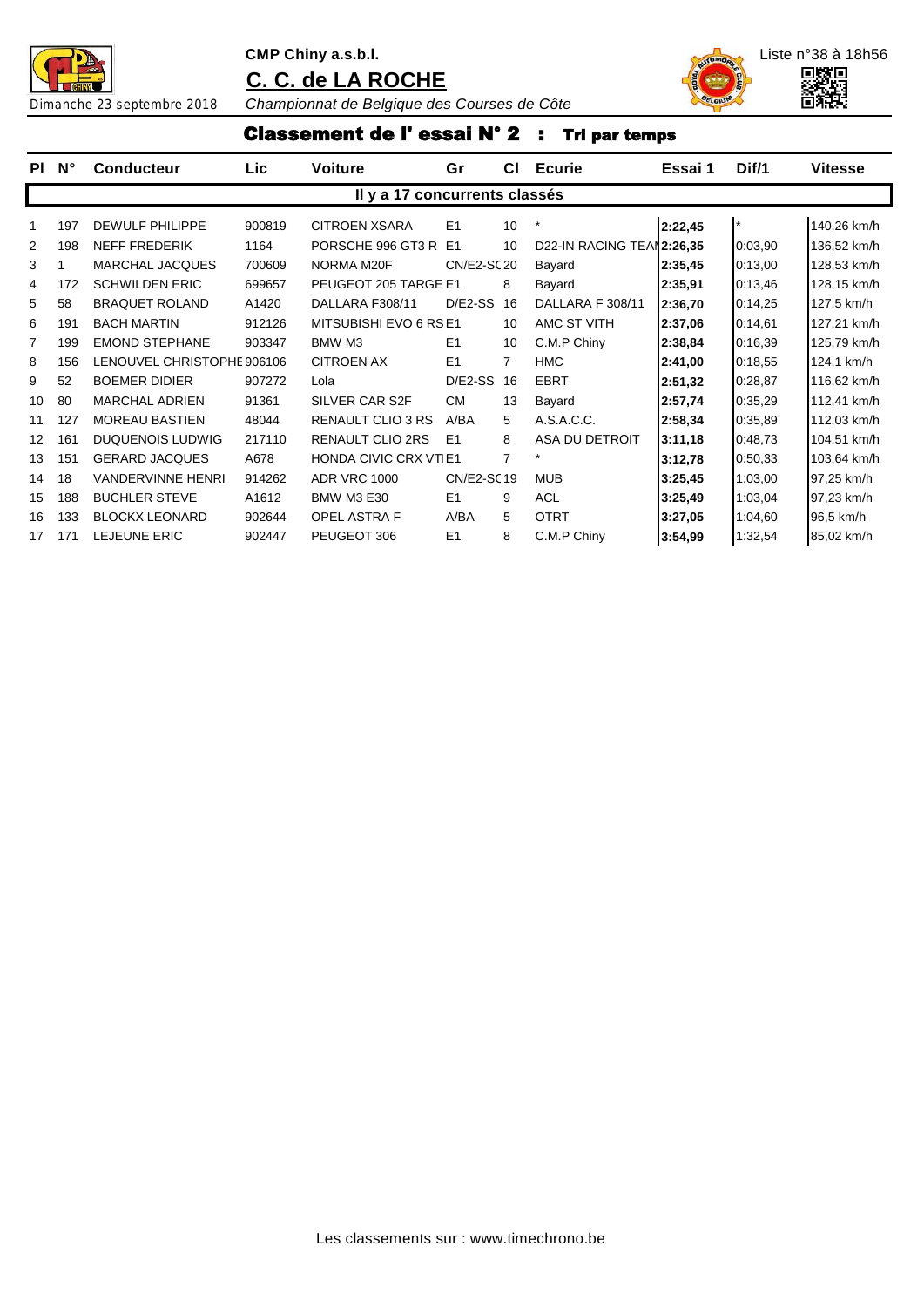CMP Chiny a.s.b.l.

# C. C. de LA ROCHE

Liste n°38 à 18h56

Dimanche 23 septembre 2018

*Championnat de Belgique des Courses de Côte*

## Classement de l' essai N° 2 : Tri par temps

| Pl | N° | Conducteur | Lic | Voiture | Gr | Cl | Ecurie | Essai 1 | Dif/1 | Vitesse |
|---|---|---|---|---|---|---|---|---|---|---|
| **Il y a 17 concurrents classés** | | | | | | | | | | |
| 1 | 197 | DEWULF PHILIPPE | 900819 | CITROEN XSARA | E1 | 10 | * | **2:22,45** | * | 140,26 km/h |
| 2 | 198 | NEFF FREDERIK | 1164 | PORSCHE 996 GT3 R | E1 | 10 | D22-IN RACING TEAM | **2:26,35** | 0:03,90 | 136,52 km/h |
| 3 | 1 | MARCHAL JACQUES | 700609 | NORMA M20F | CN/E2-SC | 20 | Bayard | **2:35,45** | 0:13,00 | 128,53 km/h |
| 4 | 172 | SCHWILDEN ERIC | 699657 | PEUGEOT 205 TARGE | E1 | 8 | Bayard | **2:35,91** | 0:13,46 | 128,15 km/h |
| 5 | 58 | BRAQUET ROLAND | A1420 | DALLARA F308/11 | D/E2-SS | 16 | DALLARA F 308/11 | **2:36,70** | 0:14,25 | 127,5 km/h |
| 6 | 191 | BACH MARTIN | 912126 | MITSUBISHI EVO 6 RS | E1 | 10 | AMC ST VITH | **2:37,06** | 0:14,61 | 127,21 km/h |
| 7 | 199 | EMOND STEPHANE | 903347 | BMW M3 | E1 | 10 | C.M.P Chiny | **2:38,84** | 0:16,39 | 125,79 km/h |
| 8 | 156 | LENOUVEL CHRISTOPHE | 906106 | CITROEN AX | E1 | 7 | HMC | **2:41,00** | 0:18,55 | 124,1 km/h |
| 9 | 52 | BOEMER DIDIER | 907272 | Lola | D/E2-SS | 16 | EBRT | **2:51,32** | 0:28,87 | 116,62 km/h |
| 10 | 80 | MARCHAL ADRIEN | 91361 | SILVER CAR S2F | CM | 13 | Bayard | **2:57,74** | 0:35,29 | 112,41 km/h |
| 11 | 127 | MOREAU BASTIEN | 48044 | RENAULT CLIO 3 RS | A/BA | 5 | A.S.A.C.C. | **2:58,34** | 0:35,89 | 112,03 km/h |
| 12 | 161 | DUQUENOIS LUDWIG | 217110 | RENAULT CLIO 2RS | E1 | 8 | ASA DU DETROIT | **3:11,18** | 0:48,73 | 104,51 km/h |
| 13 | 151 | GERARD JACQUES | A678 | HONDA CIVIC CRX VTI | E1 | 7 | * | **3:12,78** | 0:50,33 | 103,64 km/h |
| 14 | 18 | VANDERVINNE HENRI | 914262 | ADR VRC 1000 | CN/E2-SC | 19 | MUB | **3:25,45** | 1:03,00 | 97,25 km/h |
| 15 | 188 | BUCHLER STEVE | A1612 | BMW M3 E30 | E1 | 9 | ACL | **3:25,49** | 1:03,04 | 97,23 km/h |
| 16 | 133 | BLOCKX LEONARD | 902644 | OPEL ASTRA F | A/BA | 5 | OTRT | **3:27,05** | 1:04,60 | 96,5 km/h |
| 17 | 171 | LEJEUNE ERIC | 902447 | PEUGEOT 306 | E1 | 8 | C.M.P Chiny | **3:54,99** | 1:32,54 | 85,02 km/h |

Les classements sur : www.timechrono.be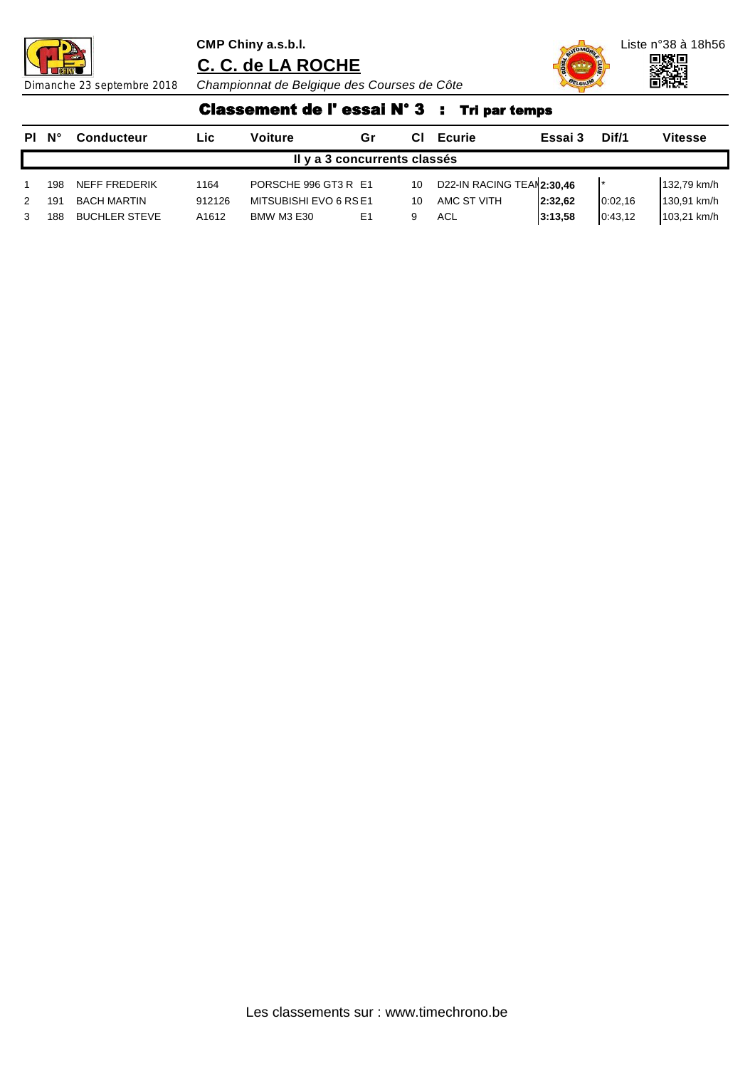**CMP Chiny a.s.b.l.**

**C. C. de LA ROCHE**

Dimanche 23 septembre 2018 *Championnat de Belgique des Courses de Côte*

Liste n°38 à 18h56

## Classement de l' essai N° 3 : Tri par temps

| Pl | N° | Conducteur | Lic | Voiture | Gr | Cl | Ecurie | Essai 3 | Dif/1 | Vitesse |
|---|---|---|---|---|---|---|---|---|---|---|
| Il y a 3 concurrents classés | | | | | | | | | | |
| 1 | 198 | NEFF FREDERIK | 1164 | PORSCHE 996 GT3 R | E1 | 10 | D22-IN RACING TEAM | **2:30,46** | * | 132,79 km/h |
| 2 | 191 | BACH MARTIN | 912126 | MITSUBISHI EVO 6 RS | E1 | 10 | AMC ST VITH | **2:32,62** | 0:02,16 | 130,91 km/h |
| 3 | 188 | BUCHLER STEVE | A1612 | BMW M3 E30 | E1 | 9 | ACL | **3:13,58** | 0:43,12 | 103,21 km/h |

Les classements sur : www.timechrono.be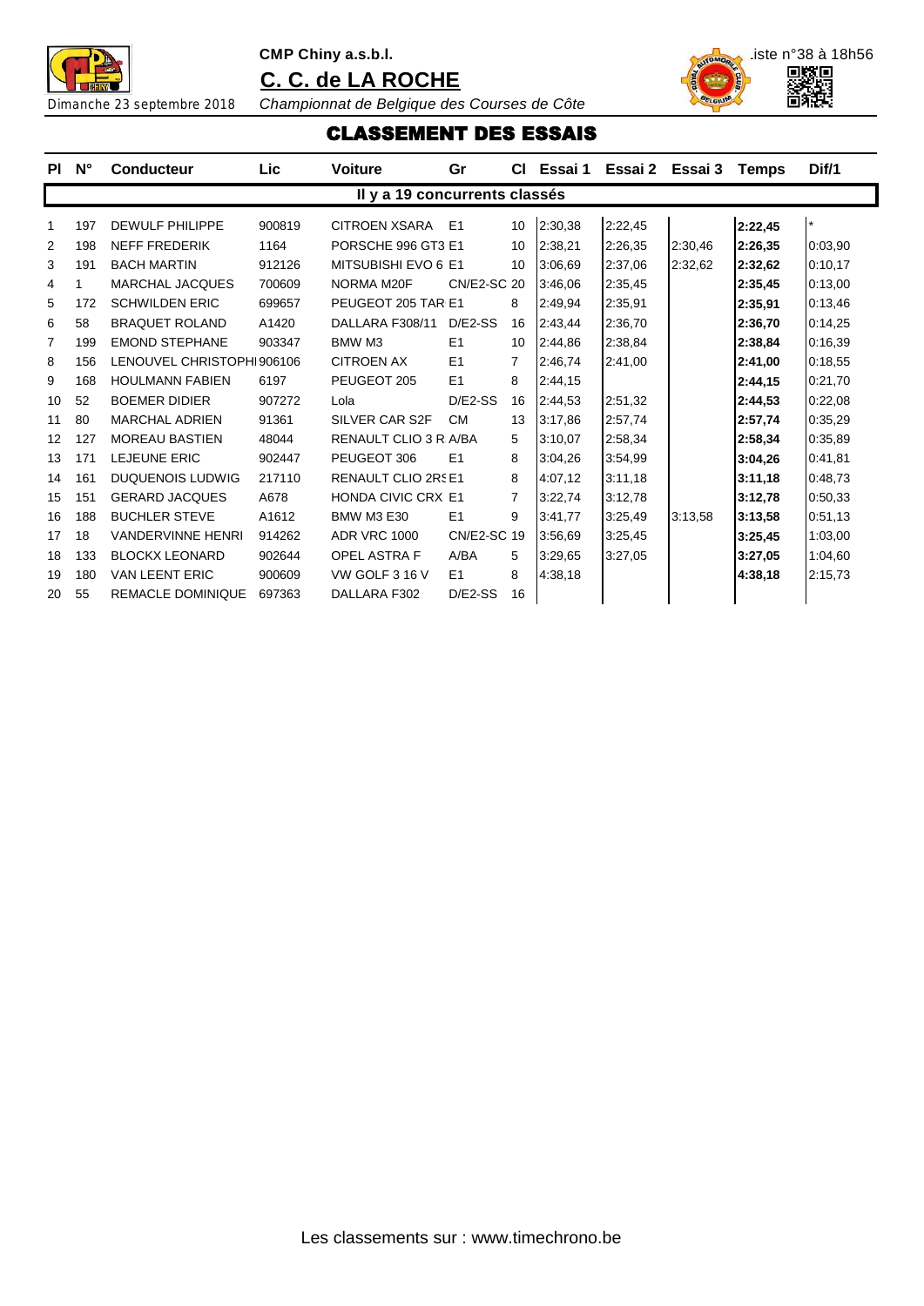**CMP Chiny a.s.b.l.**

**C. C. de LA ROCHE**

Dimanche 23 septembre 2018 *Championnat de Belgique des Courses de Côte*

.iste n°38 à 18h56

# CLASSEMENT DES ESSAIS

| Pl | N° | Conducteur | Lic | Voiture | Gr | Cl | Essai 1 | Essai 2 | Essai 3 | Temps | Dif/1 |
|---|---|---|---|---|---|---|---|---|---|---|---|
| **Il y a 19 concurrents classés** | | | | | | | | | | | |
| 1 | 197 | DEWULF PHILIPPE | 900819 | CITROEN XSARA | E1 | 10 | 2:30,38 | 2:22,45 | | **2:22,45** | * |
| 2 | 198 | NEFF FREDERIK | 1164 | PORSCHE 996 GT3 | E1 | 10 | 2:38,21 | 2:26,35 | 2:30,46 | **2:26,35** | 0:03,90 |
| 3 | 191 | BACH MARTIN | 912126 | MITSUBISHI EVO 6 | E1 | 10 | 3:06,69 | 2:37,06 | 2:32,62 | **2:32,62** | 0:10,17 |
| 4 | 1 | MARCHAL JACQUES | 700609 | NORMA M20F | CN/E2-SC | 20 | 3:46,06 | 2:35,45 | | **2:35,45** | 0:13,00 |
| 5 | 172 | SCHWILDEN ERIC | 699657 | PEUGEOT 205 TAR | E1 | 8 | 2:49,94 | 2:35,91 | | **2:35,91** | 0:13,46 |
| 6 | 58 | BRAQUET ROLAND | A1420 | DALLARA F308/11 | D/E2-SS | 16 | 2:43,44 | 2:36,70 | | **2:36,70** | 0:14,25 |
| 7 | 199 | EMOND STEPHANE | 903347 | BMW M3 | E1 | 10 | 2:44,86 | 2:38,84 | | **2:38,84** | 0:16,39 |
| 8 | 156 | LENOUVEL CHRISTOPHI | 906106 | CITROEN AX | E1 | 7 | 2:46,74 | 2:41,00 | | **2:41,00** | 0:18,55 |
| 9 | 168 | HOULMANN FABIEN | 6197 | PEUGEOT 205 | E1 | 8 | 2:44,15 | | | **2:44,15** | 0:21,70 |
| 10 | 52 | BOEMER DIDIER | 907272 | Lola | D/E2-SS | 16 | 2:44,53 | 2:51,32 | | **2:44,53** | 0:22,08 |
| 11 | 80 | MARCHAL ADRIEN | 91361 | SILVER CAR S2F | CM | 13 | 3:17,86 | 2:57,74 | | **2:57,74** | 0:35,29 |
| 12 | 127 | MOREAU BASTIEN | 48044 | RENAULT CLIO 3 R | A/BA | 5 | 3:10,07 | 2:58,34 | | **2:58,34** | 0:35,89 |
| 13 | 171 | LEJEUNE ERIC | 902447 | PEUGEOT 306 | E1 | 8 | 3:04,26 | 3:54,99 | | **3:04,26** | 0:41,81 |
| 14 | 161 | DUQUENOIS LUDWIG | 217110 | RENAULT CLIO 2RS | E1 | 8 | 4:07,12 | 3:11,18 | | **3:11,18** | 0:48,73 |
| 15 | 151 | GERARD JACQUES | A678 | HONDA CIVIC CRX | E1 | 7 | 3:22,74 | 3:12,78 | | **3:12,78** | 0:50,33 |
| 16 | 188 | BUCHLER STEVE | A1612 | BMW M3 E30 | E1 | 9 | 3:41,77 | 3:25,49 | 3:13,58 | **3:13,58** | 0:51,13 |
| 17 | 18 | VANDERVINNE HENRI | 914262 | ADR VRC 1000 | CN/E2-SC | 19 | 3:56,69 | 3:25,45 | | **3:25,45** | 1:03,00 |
| 18 | 133 | BLOCKX LEONARD | 902644 | OPEL ASTRA F | A/BA | 5 | 3:29,65 | 3:27,05 | | **3:27,05** | 1:04,60 |
| 19 | 180 | VAN LEENT ERIC | 900609 | VW GOLF 3 16 V | E1 | 8 | 4:38,18 | | | **4:38,18** | 2:15,73 |
| 20 | 55 | REMACLE DOMINIQUE | 697363 | DALLARA F302 | D/E2-SS | 16 | | | | | |

Les classements sur : www.timechrono.be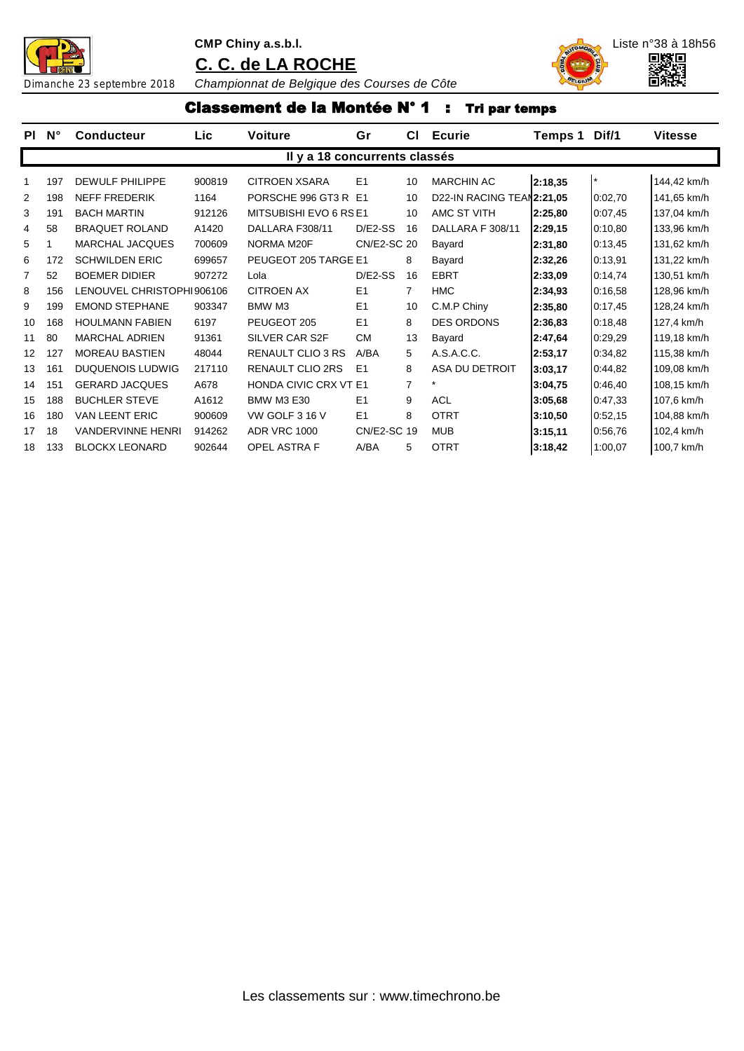CMP Chiny a.s.b.l.

# C. C. de LA ROCHE

Dimanche 23 septembre 2018 *Championnat de Belgique des Courses de Côte*

Liste n°38 à 18h56

## Classement de la Montée N° 1 : Tri par temps

| Pl | N° | Conducteur | Lic | Voiture | Gr | Cl | Ecurie | Temps 1 | Dif/1 | Vitesse |
|---|---|---|---|---|---|---|---|---|---|---|
| **Il y a 18 concurrents classés** | | | | | | | | | | |
| 1 | 197 | DEWULF PHILIPPE | 900819 | CITROEN XSARA | E1 | 10 | MARCHIN AC | **2:18,35** | * | 144,42 km/h |
| 2 | 198 | NEFF FREDERIK | 1164 | PORSCHE 996 GT3 R | E1 | 10 | D22-IN RACING TEAM | **2:21,05** | 0:02,70 | 141,65 km/h |
| 3 | 191 | BACH MARTIN | 912126 | MITSUBISHI EVO 6 RS | E1 | 10 | AMC ST VITH | **2:25,80** | 0:07,45 | 137,04 km/h |
| 4 | 58 | BRAQUET ROLAND | A1420 | DALLARA F308/11 | D/E2-SS | 16 | DALLARA F 308/11 | **2:29,15** | 0:10,80 | 133,96 km/h |
| 5 | 1 | MARCHAL JACQUES | 700609 | NORMA M20F | CN/E2-SC | 20 | Bayard | **2:31,80** | 0:13,45 | 131,62 km/h |
| 6 | 172 | SCHWILDEN ERIC | 699657 | PEUGEOT 205 TARGE | E1 | 8 | Bayard | **2:32,26** | 0:13,91 | 131,22 km/h |
| 7 | 52 | BOEMER DIDIER | 907272 | Lola | D/E2-SS | 16 | EBRT | **2:33,09** | 0:14,74 | 130,51 km/h |
| 8 | 156 | LENOUVEL CHRISTOPHE | 906106 | CITROEN AX | E1 | 7 | HMC | **2:34,93** | 0:16,58 | 128,96 km/h |
| 9 | 199 | EMOND STEPHANE | 903347 | BMW M3 | E1 | 10 | C.M.P Chiny | **2:35,80** | 0:17,45 | 128,24 km/h |
| 10 | 168 | HOULMANN FABIEN | 6197 | PEUGEOT 205 | E1 | 8 | DES ORDONS | **2:36,83** | 0:18,48 | 127,4 km/h |
| 11 | 80 | MARCHAL ADRIEN | 91361 | SILVER CAR S2F | CM | 13 | Bayard | **2:47,64** | 0:29,29 | 119,18 km/h |
| 12 | 127 | MOREAU BASTIEN | 48044 | RENAULT CLIO 3 RS | A/BA | 5 | A.S.A.C.C. | **2:53,17** | 0:34,82 | 115,38 km/h |
| 13 | 161 | DUQUENOIS LUDWIG | 217110 | RENAULT CLIO 2RS | E1 | 8 | ASA DU DETROIT | **3:03,17** | 0:44,82 | 109,08 km/h |
| 14 | 151 | GERARD JACQUES | A678 | HONDA CIVIC CRX VT | E1 | 7 | * | **3:04,75** | 0:46,40 | 108,15 km/h |
| 15 | 188 | BUCHLER STEVE | A1612 | BMW M3 E30 | E1 | 9 | ACL | **3:05,68** | 0:47,33 | 107,6 km/h |
| 16 | 180 | VAN LEENT ERIC | 900609 | VW GOLF 3 16 V | E1 | 8 | OTRT | **3:10,50** | 0:52,15 | 104,88 km/h |
| 17 | 18 | VANDERVINNE HENRI | 914262 | ADR VRC 1000 | CN/E2-SC | 19 | MUB | **3:15,11** | 0:56,76 | 102,4 km/h |
| 18 | 133 | BLOCKX LEONARD | 902644 | OPEL ASTRA F | A/BA | 5 | OTRT | **3:18,42** | 1:00,07 | 100,7 km/h |

Les classements sur : www.timechrono.be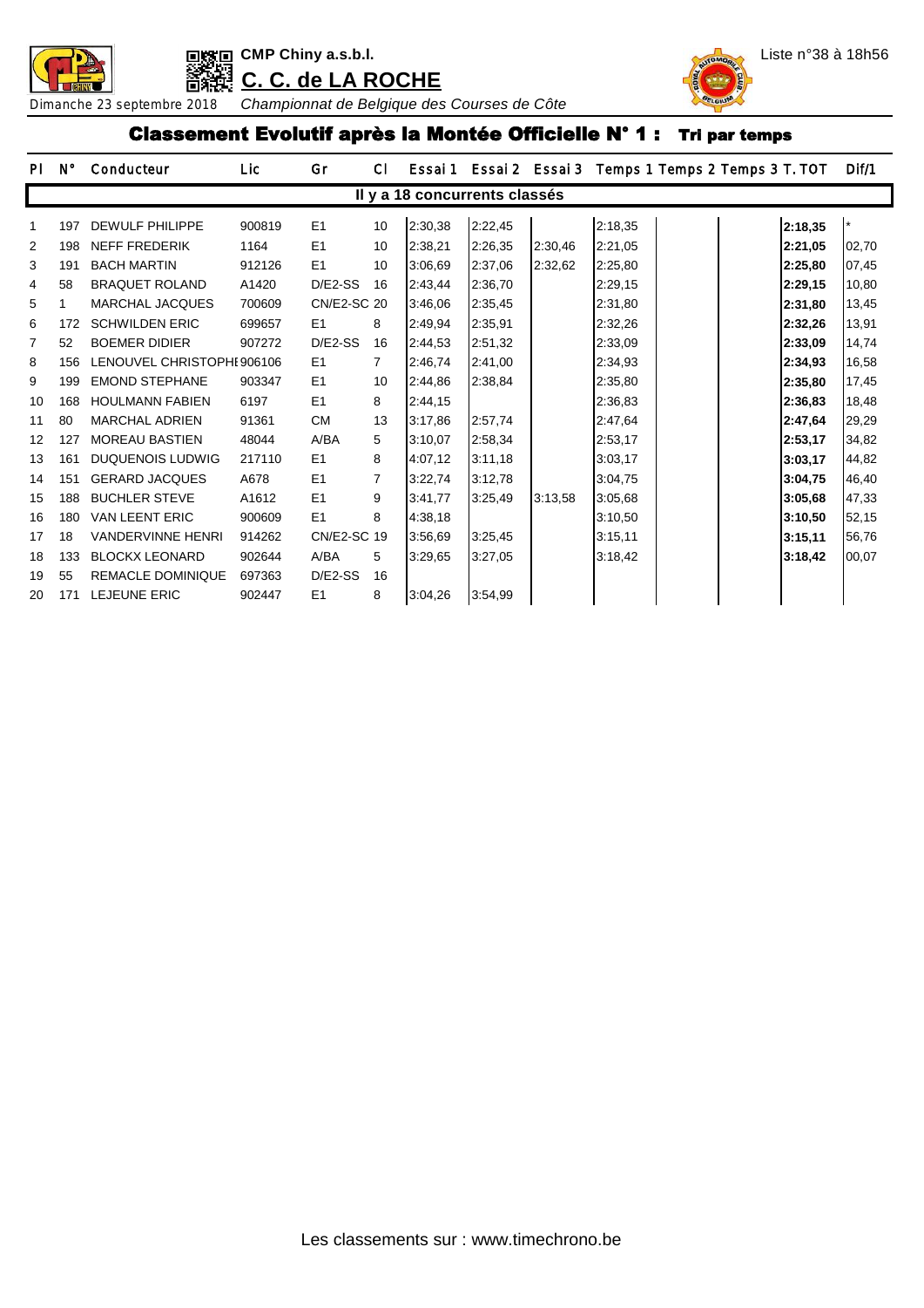**CMP Chiny a.s.b.l.**

**C. C. de LA ROCHE**

Liste n°38 à 18h56

Dimanche 23 septembre 2018 *Championnat de Belgique des Courses de Côte*

## Classement Evolutif après la Montée Officielle N° 1 : Tri par temps

| Pl | N° | Conducteur | Lic | Gr | Cl | Essai 1 | Essai 2 | Essai 3 | Temps 1 | Temps 2 | Temps 3 | T. TOT | Dif/1 |
|---|---|---|---|---|---|---|---|---|---|---|---|---|---|
| | | | | | | **Il y a 18 concurrents classés** | | | | | | | |
| 1 | 197 | DEWULF PHILIPPE | 900819 | E1 | 10 | 2:30,38 | 2:22,45 | | 2:18,35 | | | **2:18,35** | * |
| 2 | 198 | NEFF FREDERIK | 1164 | E1 | 10 | 2:38,21 | 2:26,35 | 2:30,46 | 2:21,05 | | | **2:21,05** | 02,70 |
| 3 | 191 | BACH MARTIN | 912126 | E1 | 10 | 3:06,69 | 2:37,06 | 2:32,62 | 2:25,80 | | | **2:25,80** | 07,45 |
| 4 | 58 | BRAQUET ROLAND | A1420 | D/E2-SS | 16 | 2:43,44 | 2:36,70 | | 2:29,15 | | | **2:29,15** | 10,80 |
| 5 | 1 | MARCHAL JACQUES | 700609 | CN/E2-SC | 20 | 3:46,06 | 2:35,45 | | 2:31,80 | | | **2:31,80** | 13,45 |
| 6 | 172 | SCHWILDEN ERIC | 699657 | E1 | 8 | 2:49,94 | 2:35,91 | | 2:32,26 | | | **2:32,26** | 13,91 |
| 7 | 52 | BOEMER DIDIER | 907272 | D/E2-SS | 16 | 2:44,53 | 2:51,32 | | 2:33,09 | | | **2:33,09** | 14,74 |
| 8 | 156 | LENOUVEL CHRISTOPHE | 906106 | E1 | 7 | 2:46,74 | 2:41,00 | | 2:34,93 | | | **2:34,93** | 16,58 |
| 9 | 199 | EMOND STEPHANE | 903347 | E1 | 10 | 2:44,86 | 2:38,84 | | 2:35,80 | | | **2:35,80** | 17,45 |
| 10 | 168 | HOULMANN FABIEN | 6197 | E1 | 8 | 2:44,15 | | | 2:36,83 | | | **2:36,83** | 18,48 |
| 11 | 80 | MARCHAL ADRIEN | 91361 | CM | 13 | 3:17,86 | 2:57,74 | | 2:47,64 | | | **2:47,64** | 29,29 |
| 12 | 127 | MOREAU BASTIEN | 48044 | A/BA | 5 | 3:10,07 | 2:58,34 | | 2:53,17 | | | **2:53,17** | 34,82 |
| 13 | 161 | DUQUENOIS LUDWIG | 217110 | E1 | 8 | 4:07,12 | 3:11,18 | | 3:03,17 | | | **3:03,17** | 44,82 |
| 14 | 151 | GERARD JACQUES | A678 | E1 | 7 | 3:22,74 | 3:12,78 | | 3:04,75 | | | **3:04,75** | 46,40 |
| 15 | 188 | BUCHLER STEVE | A1612 | E1 | 9 | 3:41,77 | 3:25,49 | 3:13,58 | 3:05,68 | | | **3:05,68** | 47,33 |
| 16 | 180 | VAN LEENT ERIC | 900609 | E1 | 8 | 4:38,18 | | | 3:10,50 | | | **3:10,50** | 52,15 |
| 17 | 18 | VANDERVINNE HENRI | 914262 | CN/E2-SC | 19 | 3:56,69 | 3:25,45 | | 3:15,11 | | | **3:15,11** | 56,76 |
| 18 | 133 | BLOCKX LEONARD | 902644 | A/BA | 5 | 3:29,65 | 3:27,05 | | 3:18,42 | | | **3:18,42** | 00,07 |
| 19 | 55 | REMACLE DOMINIQUE | 697363 | D/E2-SS | 16 | | | | | | | | |
| 20 | 171 | LEJEUNE ERIC | 902447 | E1 | 8 | 3:04,26 | 3:54,99 | | | | | | |

Les classements sur : www.timechrono.be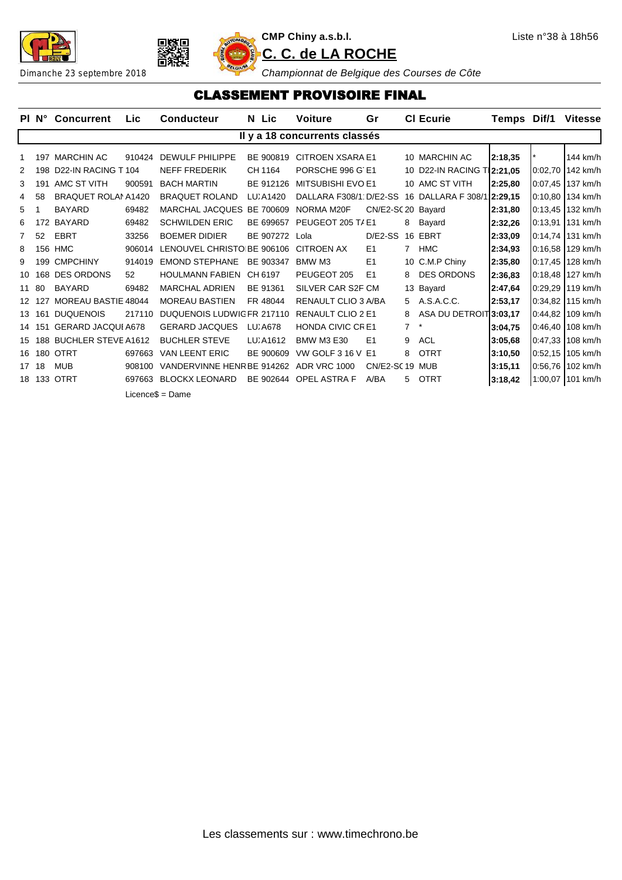CMP Chiny a.s.b.l.

**C. C. de LA ROCHE**

Dimanche 23 septembre 2018

*Championnat de Belgique des Courses de Côte*

Liste n°38 à 18h56

# CLASSEMENT PROVISOIRE FINAL

| Pl | N° | Concurrent | Lic | Conducteur | N Lic | Voiture | Gr | Cl | Ecurie | Temps | Dif/1 | Vitesse |
|---|---|---|---|---|---|---|---|---|---|---|---|---|
| | | | | | Il y a 18 concurrents classés | | | | | | | |
| 1 | 197 | MARCHIN AC | 910424 | DEWULF PHILIPPE | BE 900819 | CITROEN XSARA | E1 | 10 | MARCHIN AC | **2:18,35** | * | 144 km/h |
| 2 | 198 | D22-IN RACING T | 104 | NEFF FREDERIK | CH 1164 | PORSCHE 996 G | E1 | 10 | D22-IN RACING T | **2:21,05** | 0:02,70 | 142 km/h |
| 3 | 191 | AMC ST VITH | 900591 | BACH MARTIN | BE 912126 | MITSUBISHI EVO | E1 | 10 | AMC ST VITH | **2:25,80** | 0:07,45 | 137 km/h |
| 4 | 58 | BRAQUET ROLAN | A1420 | BRAQUET ROLAND | LU A1420 | DALLARA F308/1 | D/E2-SS | 16 | DALLARA F 308/1 | **2:29,15** | 0:10,80 | 134 km/h |
| 5 | 1 | BAYARD | 69482 | MARCHAL JACQUES | BE 700609 | NORMA M20F | CN/E2-SC | 20 | Bayard | **2:31,80** | 0:13,45 | 132 km/h |
| 6 | 172 | BAYARD | 69482 | SCHWILDEN ERIC | BE 699657 | PEUGEOT 205 T/ | E1 | 8 | Bayard | **2:32,26** | 0:13,91 | 131 km/h |
| 7 | 52 | EBRT | 33256 | BOEMER DIDIER | BE 907272 | Lola | D/E2-SS | 16 | EBRT | **2:33,09** | 0:14,74 | 131 km/h |
| 8 | 156 | HMC | 906014 | LENOUVEL CHRISTO | BE 906106 | CITROEN AX | E1 | 7 | HMC | **2:34,93** | 0:16,58 | 129 km/h |
| 9 | 199 | CMPCHINY | 914019 | EMOND STEPHANE | BE 903347 | BMW M3 | E1 | 10 | C.M.P Chiny | **2:35,80** | 0:17,45 | 128 km/h |
| 10 | 168 | DES ORDONS | 52 | HOULMANN FABIEN | CH 6197 | PEUGEOT 205 | E1 | 8 | DES ORDONS | **2:36,83** | 0:18,48 | 127 km/h |
| 11 | 80 | BAYARD | 69482 | MARCHAL ADRIEN | BE 91361 | SILVER CAR S2F | CM | 13 | Bayard | **2:47,64** | 0:29,29 | 119 km/h |
| 12 | 127 | MOREAU BASTIE | 48044 | MOREAU BASTIEN | FR 48044 | RENAULT CLIO 3 | A/BA | 5 | A.S.A.C.C. | **2:53,17** | 0:34,82 | 115 km/h |
| 13 | 161 | DUQUENOIS | 217110 | DUQUENOIS LUDWIG | FR 217110 | RENAULT CLIO 2 | E1 | 8 | ASA DU DETROIT | **3:03,17** | 0:44,82 | 109 km/h |
| 14 | 151 | GERARD JACQUI | A678 | GERARD JACQUES | LU A678 | HONDA CIVIC CR | E1 | 7 | * | **3:04,75** | 0:46,40 | 108 km/h |
| 15 | 188 | BUCHLER STEVE | A1612 | BUCHLER STEVE | LU A1612 | BMW M3 E30 | E1 | 9 | ACL | **3:05,68** | 0:47,33 | 108 km/h |
| 16 | 180 | OTRT | 697663 | VAN LEENT ERIC | BE 900609 | VW GOLF 3 16 V | E1 | 8 | OTRT | **3:10,50** | 0:52,15 | 105 km/h |
| 17 | 18 | MUB | 908100 | VANDERVINNE HENR | BE 914262 | ADR VRC 1000 | CN/E2-SC | 19 | MUB | **3:15,11** | 0:56,76 | 102 km/h |
| 18 | 133 | OTRT | 697663 | BLOCKX LEONARD | BE 902644 | OPEL ASTRA F | A/BA | 5 | OTRT | **3:18,42** | 1:00,07 | 101 km/h |

Licence$ = Dame

Les classements sur : www.timechrono.be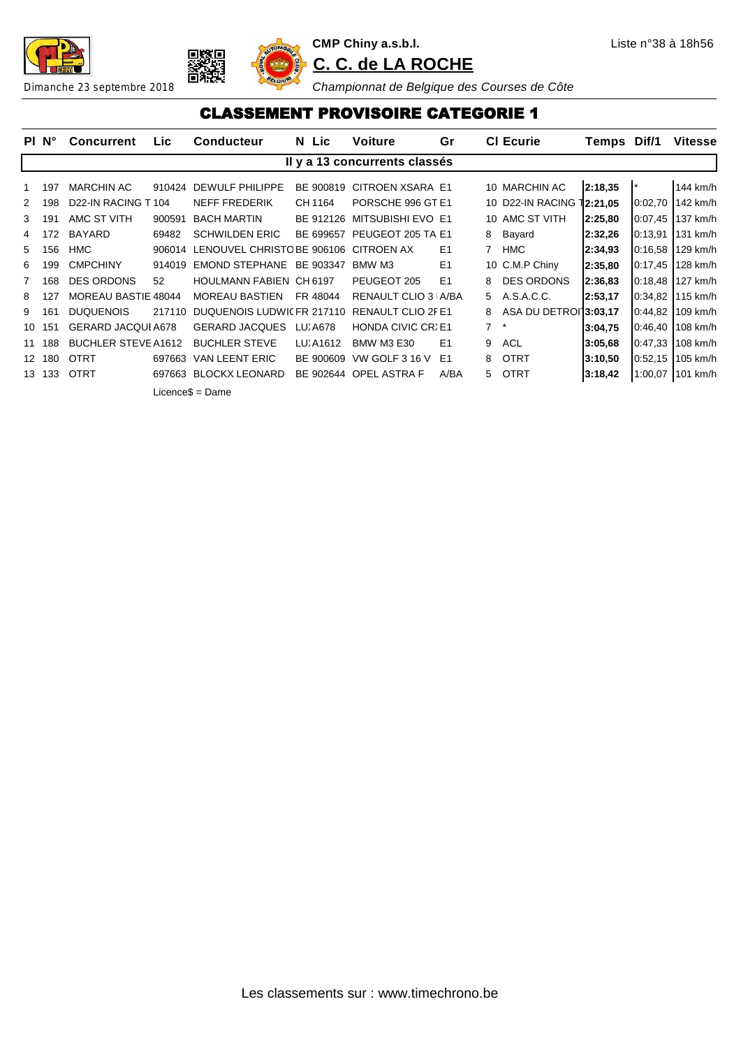**CMP Chiny a.s.b.l.**

Liste n°38 à 18h56

# C. C. de LA ROCHE

Dimanche 23 septembre 2018

*Championnat de Belgique des Courses de Côte*

## CLASSEMENT PROVISOIRE CATEGORIE 1

| Pl | N° | Concurrent | Lic | Conducteur | N Lic | Voiture | Gr | Cl | Ecurie | Temps | Dif/1 | Vitesse |
|---|---|---|---|---|---|---|---|---|---|---|---|---|
| **Il y a 13 concurrents classés** | | | | | | | | | | | | |
| 1 | 197 | MARCHIN AC | 910424 | DEWULF PHILIPPE | BE 900819 | CITROEN XSARA | E1 | 10 | MARCHIN AC | **2:18,35** | * | 144 km/h |
| 2 | 198 | D22-IN RACING T | 104 | NEFF FREDERIK | CH 1164 | PORSCHE 996 GT | E1 | 10 | D22-IN RACING T | **2:21,05** | 0:02,70 | 142 km/h |
| 3 | 191 | AMC ST VITH | 900591 | BACH MARTIN | BE 912126 | MITSUBISHI EVO | E1 | 10 | AMC ST VITH | **2:25,80** | 0:07,45 | 137 km/h |
| 4 | 172 | BAYARD | 69482 | SCHWILDEN ERIC | BE 699657 | PEUGEOT 205 TA | E1 | 8 | Bayard | **2:32,26** | 0:13,91 | 131 km/h |
| 5 | 156 | HMC | 906014 | LENOUVEL CHRISTO | BE 906106 | CITROEN AX | E1 | 7 | HMC | **2:34,93** | 0:16,58 | 129 km/h |
| 6 | 199 | CMPCHINY | 914019 | EMOND STEPHANE | BE 903347 | BMW M3 | E1 | 10 | C.M.P Chiny | **2:35,80** | 0:17,45 | 128 km/h |
| 7 | 168 | DES ORDONS | 52 | HOULMANN FABIEN | CH 6197 | PEUGEOT 205 | E1 | 8 | DES ORDONS | **2:36,83** | 0:18,48 | 127 km/h |
| 8 | 127 | MOREAU BASTIE | 48044 | MOREAU BASTIEN | FR 48044 | RENAULT CLIO 3 | A/BA | 5 | A.S.A.C.C. | **2:53,17** | 0:34,82 | 115 km/h |
| 9 | 161 | DUQUENOIS | 217110 | DUQUENOIS LUDWIC | FR 217110 | RENAULT CLIO 2F | E1 | 8 | ASA DU DETROI | **3:03,17** | 0:44,82 | 109 km/h |
| 10 | 151 | GERARD JACQUI | A678 | GERARD JACQUES | LU A678 | HONDA CIVIC CR | E1 | 7 | * | **3:04,75** | 0:46,40 | 108 km/h |
| 11 | 188 | BUCHLER STEVE | A1612 | BUCHLER STEVE | LU A1612 | BMW M3 E30 | E1 | 9 | ACL | **3:05,68** | 0:47,33 | 108 km/h |
| 12 | 180 | OTRT | 697663 | VAN LEENT ERIC | BE 900609 | VW GOLF 3 16 V | E1 | 8 | OTRT | **3:10,50** | 0:52,15 | 105 km/h |
| 13 | 133 | OTRT | 697663 | BLOCKX LEONARD | BE 902644 | OPEL ASTRA F | A/BA | 5 | OTRT | **3:18,42** | 1:00,07 | 101 km/h |

Licence$ = Dame

Les classements sur : www.timechrono.be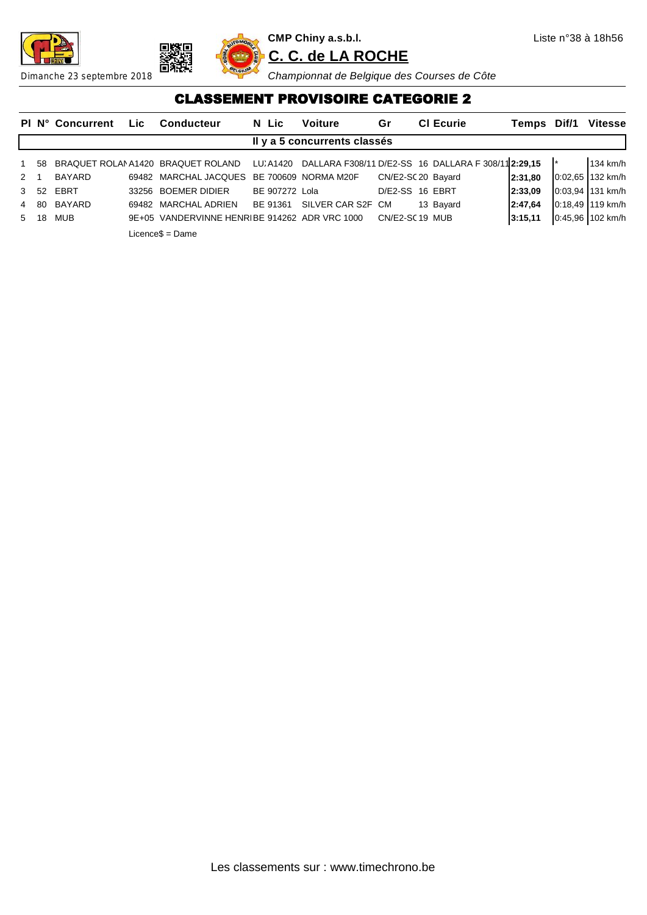CMP Chiny a.s.b.l.

Liste n°38 à 18h56

## C. C. de LA ROCHE

Dimanche 23 septembre 2018

*Championnat de Belgique des Courses de Côte*

# CLASSEMENT PROVISOIRE CATEGORIE 2

| Pl | N° | Concurrent | Lic | Conducteur | N Lic | Voiture | Gr | Cl | Ecurie | Temps | Dif/1 | Vitesse |
|---|---|---|---|---|---|---|---|---|---|---|---|---|
| **Il y a 5 concurrents classés** | | | | | | | | | | | | |
| 1 | 58 | BRAQUET ROLAN | A1420 | BRAQUET ROLAND | LU:A1420 | DALLARA F308/11 | D/E2-SS | 16 | DALLARA F 308/11 | **2:29,15** | * | 134 km/h |
| 2 | 1 | BAYARD | 69482 | MARCHAL JACQUES | BE 700609 | NORMA M20F | CN/E2-SC | 20 | Bayard | **2:31,80** | 0:02,65 | 132 km/h |
| 3 | 52 | EBRT | 33256 | BOEMER DIDIER | BE 907272 | Lola | D/E2-SS | 16 | EBRT | **2:33,09** | 0:03,94 | 131 km/h |
| 4 | 80 | BAYARD | 69482 | MARCHAL ADRIEN | BE 91361 | SILVER CAR S2F | CM | 13 | Bayard | **2:47,64** | 0:18,49 | 119 km/h |
| 5 | 18 | MUB | 9E+05 | VANDERVINNE HENRI | BE 914262 | ADR VRC 1000 | CN/E2-SC | 19 | MUB | **3:15,11** | 0:45,96 | 102 km/h |

Licence$ = Dame

Les classements sur : www.timechrono.be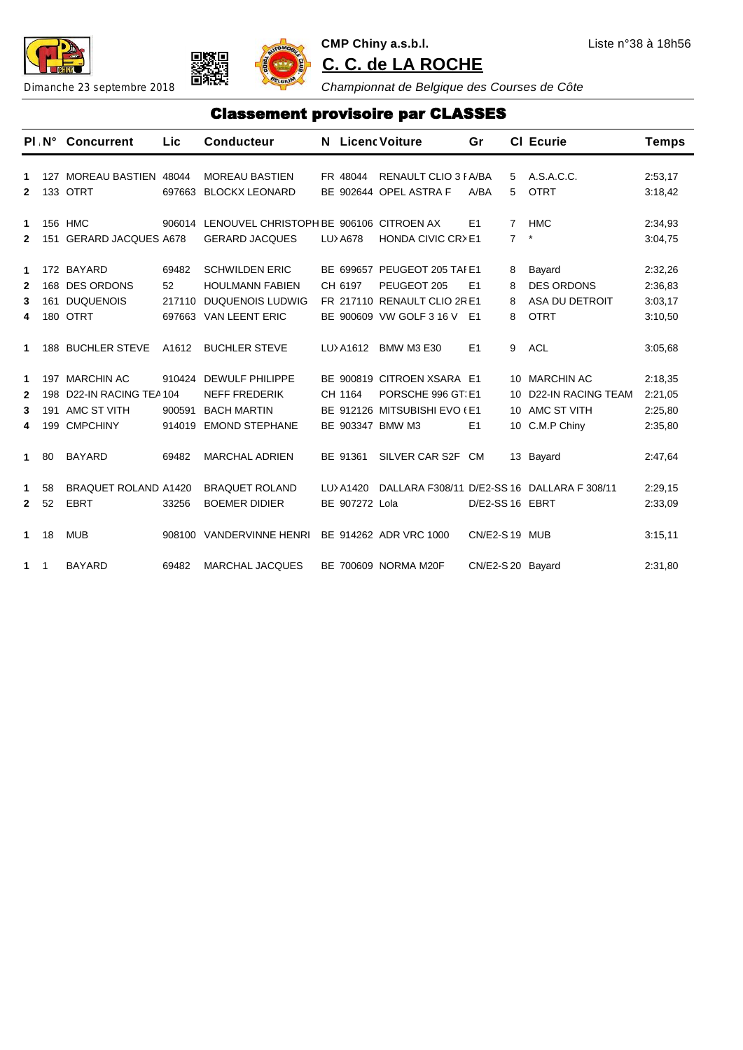**CMP Chiny a.s.b.l.** Liste n°38 à 18h56

## C. C. de LA ROCHE

Dimanche 23 septembre 2018 *Championnat de Belgique des Courses de Côte*

# Classement provisoire par CLASSES

| Pl. | N° | Concurrent | Lic | Conducteur | N | Licenc | Voiture | Gr | Cl | Ecurie | Temps |
|---|---|---|---|---|---|---|---|---|---|---|---|
| 1 | 127 | MOREAU BASTIEN | 48044 | MOREAU BASTIEN | FR | 48044 | RENAULT CLIO 3 F | A/BA | 5 | A.S.A.C.C. | 2:53,17 |
| 2 | 133 | OTRT | 697663 | BLOCKX LEONARD | BE | 902644 | OPEL ASTRA F | A/BA | 5 | OTRT | 3:18,42 |
| 1 | 156 | HMC | 906014 | LENOUVEL CHRISTOPH | BE | 906106 | CITROEN AX | E1 | 7 | HMC | 2:34,93 |
| 2 | 151 | GERARD JACQUES | A678 | GERARD JACQUES | LU | A678 | HONDA CIVIC CR | E1 | 7 | * | 3:04,75 |
| 1 | 172 | BAYARD | 69482 | SCHWILDEN ERIC | BE | 699657 | PEUGEOT 205 TAI | E1 | 8 | Bayard | 2:32,26 |
| 2 | 168 | DES ORDONS | 52 | HOULMANN FABIEN | CH | 6197 | PEUGEOT 205 | E1 | 8 | DES ORDONS | 2:36,83 |
| 3 | 161 | DUQUENOIS | 217110 | DUQUENOIS LUDWIG | FR | 217110 | RENAULT CLIO 2R | E1 | 8 | ASA DU DETROIT | 3:03,17 |
| 4 | 180 | OTRT | 697663 | VAN LEENT ERIC | BE | 900609 | VW GOLF 3 16 V | E1 | 8 | OTRT | 3:10,50 |
| 1 | 188 | BUCHLER STEVE | A1612 | BUCHLER STEVE | LU | A1612 | BMW M3 E30 | E1 | 9 | ACL | 3:05,68 |
| 1 | 197 | MARCHIN AC | 910424 | DEWULF PHILIPPE | BE | 900819 | CITROEN XSARA | E1 | 10 | MARCHIN AC | 2:18,35 |
| 2 | 198 | D22-IN RACING TEA | 104 | NEFF FREDERIK | CH | 1164 | PORSCHE 996 GT | E1 | 10 | D22-IN RACING TEAM | 2:21,05 |
| 3 | 191 | AMC ST VITH | 900591 | BACH MARTIN | BE | 912126 | MITSUBISHI EVO ( | E1 | 10 | AMC ST VITH | 2:25,80 |
| 4 | 199 | CMPCHINY | 914019 | EMOND STEPHANE | BE | 903347 | BMW M3 | E1 | 10 | C.M.P Chiny | 2:35,80 |
| 1 | 80 | BAYARD | 69482 | MARCHAL ADRIEN | BE | 91361 | SILVER CAR S2F | CM | 13 | Bayard | 2:47,64 |
| 1 | 58 | BRAQUET ROLAND | A1420 | BRAQUET ROLAND | LU | A1420 | DALLARA F308/11 | D/E2-SS | 16 | DALLARA F 308/11 | 2:29,15 |
| 2 | 52 | EBRT | 33256 | BOEMER DIDIER | BE | 907272 | Lola | D/E2-SS | 16 | EBRT | 2:33,09 |
| 1 | 18 | MUB | 908100 | VANDERVINNE HENRI | BE | 914262 | ADR VRC 1000 | CN/E2-S | 19 | MUB | 3:15,11 |
| 1 | 1 | BAYARD | 69482 | MARCHAL JACQUES | BE | 700609 | NORMA M20F | CN/E2-S | 20 | Bayard | 2:31,80 |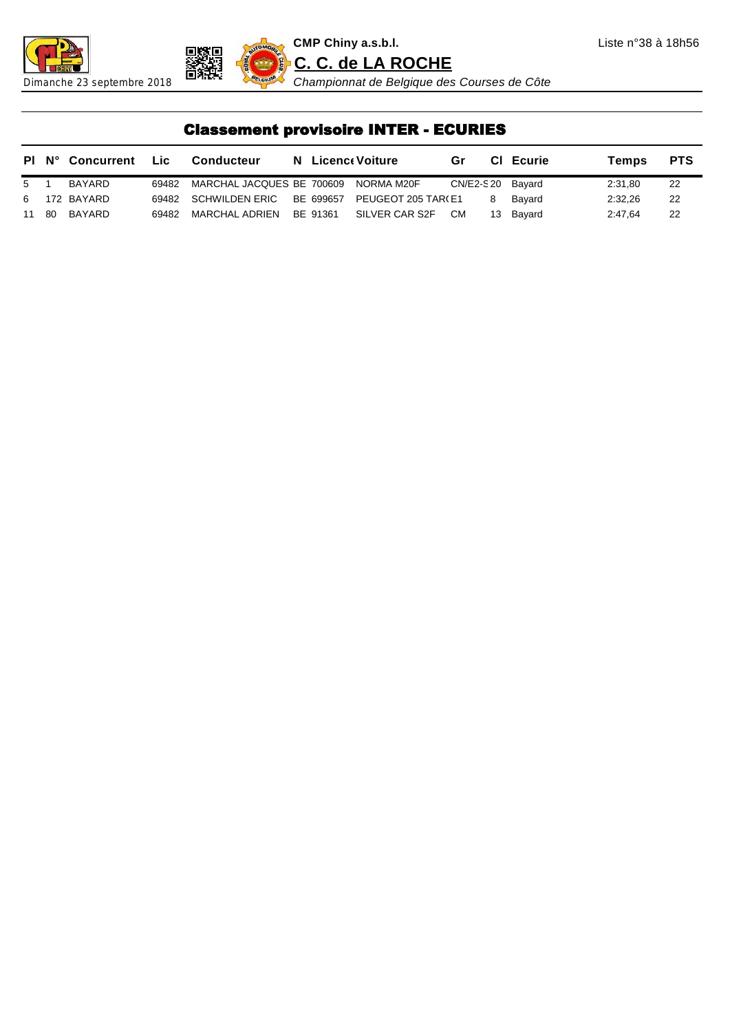**CMP Chiny a.s.b.l.**

Liste n°38 à 18h56

## C. C. de LA ROCHE

Dimanche 23 septembre 2018

*Championnat de Belgique des Courses de Côte*

# Classement provisoire INTER - ECURIES

| Pl | N° | Concurrent | Lic | Conducteur | N | Licence | Voiture | Gr | Cl | Ecurie | Temps | PTS |
|---|---|---|---|---|---|---|---|---|---|---|---|---|
| 5 | 1 | BAYARD | 69482 | MARCHAL JACQUES | BE | 700609 | NORMA M20F | CN/E2-S | 20 | Bayard | 2:31,80 | 22 |
| 6 | 172 | BAYARD | 69482 | SCHWILDEN ERIC | BE | 699657 | PEUGEOT 205 TAR( | E1 | 8 | Bayard | 2:32,26 | 22 |
| 11 | 80 | BAYARD | 69482 | MARCHAL ADRIEN | BE | 91361 | SILVER CAR S2F | CM | 13 | Bayard | 2:47,64 | 22 |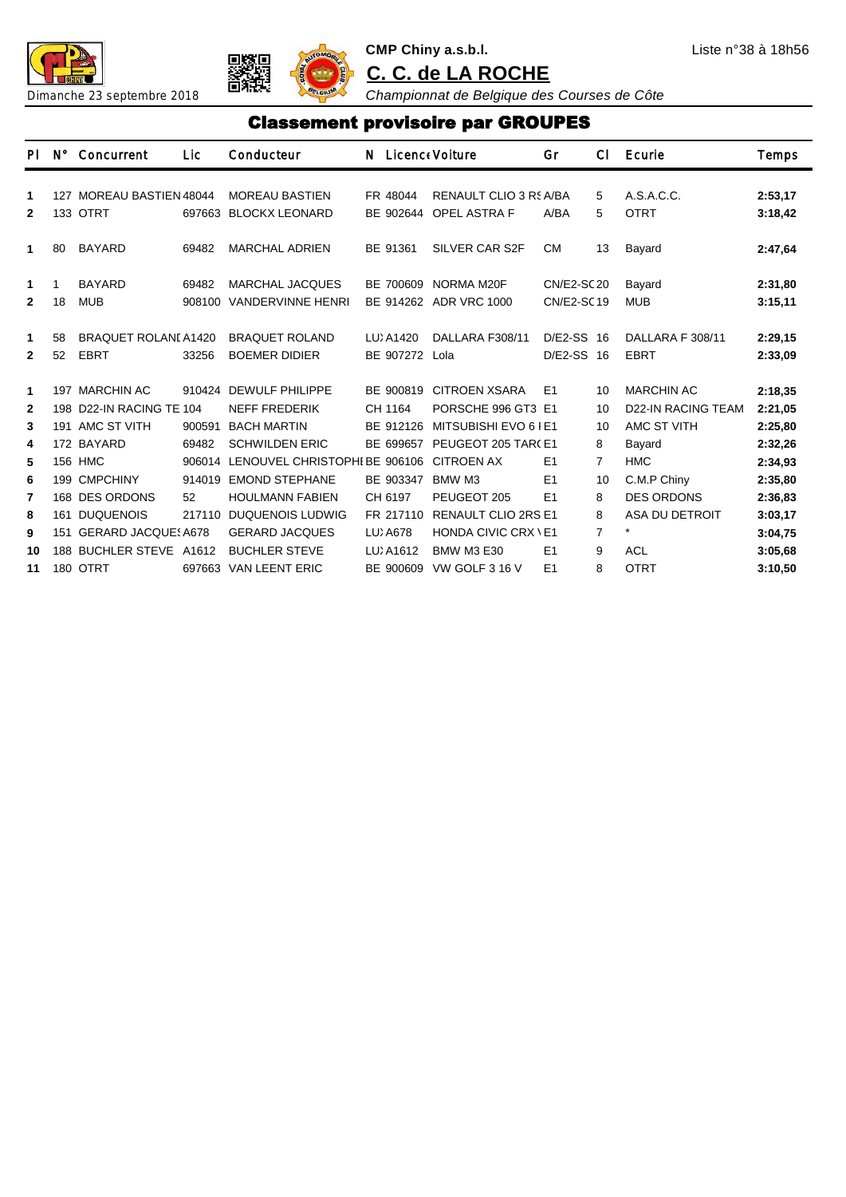**CMP Chiny a.s.b.l.**

Liste n°38 à 18h56

# C. C. de LA ROCHE

Dimanche 23 septembre 2018

*Championnat de Belgique des Courses de Côte*

## Classement provisoire par GROUPES

| Pl | N° | Concurrent | Lic | Conducteur | N | Licence | Voiture | Gr | Cl | Ecurie | Temps |
|---|---|---|---|---|---|---|---|---|---|---|---|
| **1** | 127 | MOREAU BASTIEN | 48044 | MOREAU BASTIEN | FR | 48044 | RENAULT CLIO 3 RS | A/BA | 5 | A.S.A.C.C. | **2:53,17** |
| **2** | 133 | OTRT | 697663 | BLOCKX LEONARD | BE | 902644 | OPEL ASTRA F | A/BA | 5 | OTRT | **3:18,42** |
| **1** | 80 | BAYARD | 69482 | MARCHAL ADRIEN | BE | 91361 | SILVER CAR S2F | CM | 13 | Bayard | **2:47,64** |
| **1** | 1 | BAYARD | 69482 | MARCHAL JACQUES | BE | 700609 | NORMA M20F | CN/E2-SC | 20 | Bayard | **2:31,80** |
| **2** | 18 | MUB | 908100 | VANDERVINNE HENRI | BE | 914262 | ADR VRC 1000 | CN/E2-SC | 19 | MUB | **3:15,11** |
| **1** | 58 | BRAQUET ROLAND | A1420 | BRAQUET ROLAND | LUX | A1420 | DALLARA F308/11 | D/E2-SS | 16 | DALLARA F 308/11 | **2:29,15** |
| **2** | 52 | EBRT | 33256 | BOEMER DIDIER | BE | 907272 | Lola | D/E2-SS | 16 | EBRT | **2:33,09** |
| **1** | 197 | MARCHIN AC | 910424 | DEWULF PHILIPPE | BE | 900819 | CITROEN XSARA | E1 | 10 | MARCHIN AC | **2:18,35** |
| **2** | 198 | D22-IN RACING TE | 104 | NEFF FREDERIK | CH | 1164 | PORSCHE 996 GT3 | E1 | 10 | D22-IN RACING TEAM | **2:21,05** |
| **3** | 191 | AMC ST VITH | 900591 | BACH MARTIN | BE | 912126 | MITSUBISHI EVO 6 I | E1 | 10 | AMC ST VITH | **2:25,80** |
| **4** | 172 | BAYARD | 69482 | SCHWILDEN ERIC | BE | 699657 | PEUGEOT 205 TAR( | E1 | 8 | Bayard | **2:32,26** |
| **5** | 156 | HMC | 906014 | LENOUVEL CHRISTOPHE | BE | 906106 | CITROEN AX | E1 | 7 | HMC | **2:34,93** |
| **6** | 199 | CMPCHINY | 914019 | EMOND STEPHANE | BE | 903347 | BMW M3 | E1 | 10 | C.M.P Chiny | **2:35,80** |
| **7** | 168 | DES ORDONS | 52 | HOULMANN FABIEN | CH | 6197 | PEUGEOT 205 | E1 | 8 | DES ORDONS | **2:36,83** |
| **8** | 161 | DUQUENOIS | 217110 | DUQUENOIS LUDWIG | FR | 217110 | RENAULT CLIO 2RS | E1 | 8 | ASA DU DETROIT | **3:03,17** |
| **9** | 151 | GERARD JACQUES | A678 | GERARD JACQUES | LUX | A678 | HONDA CIVIC CRX V | E1 | 7 | * | **3:04,75** |
| **10** | 188 | BUCHLER STEVE | A1612 | BUCHLER STEVE | LUX | A1612 | BMW M3 E30 | E1 | 9 | ACL | **3:05,68** |
| **11** | 180 | OTRT | 697663 | VAN LEENT ERIC | BE | 900609 | VW GOLF 3 16 V | E1 | 8 | OTRT | **3:10,50** |